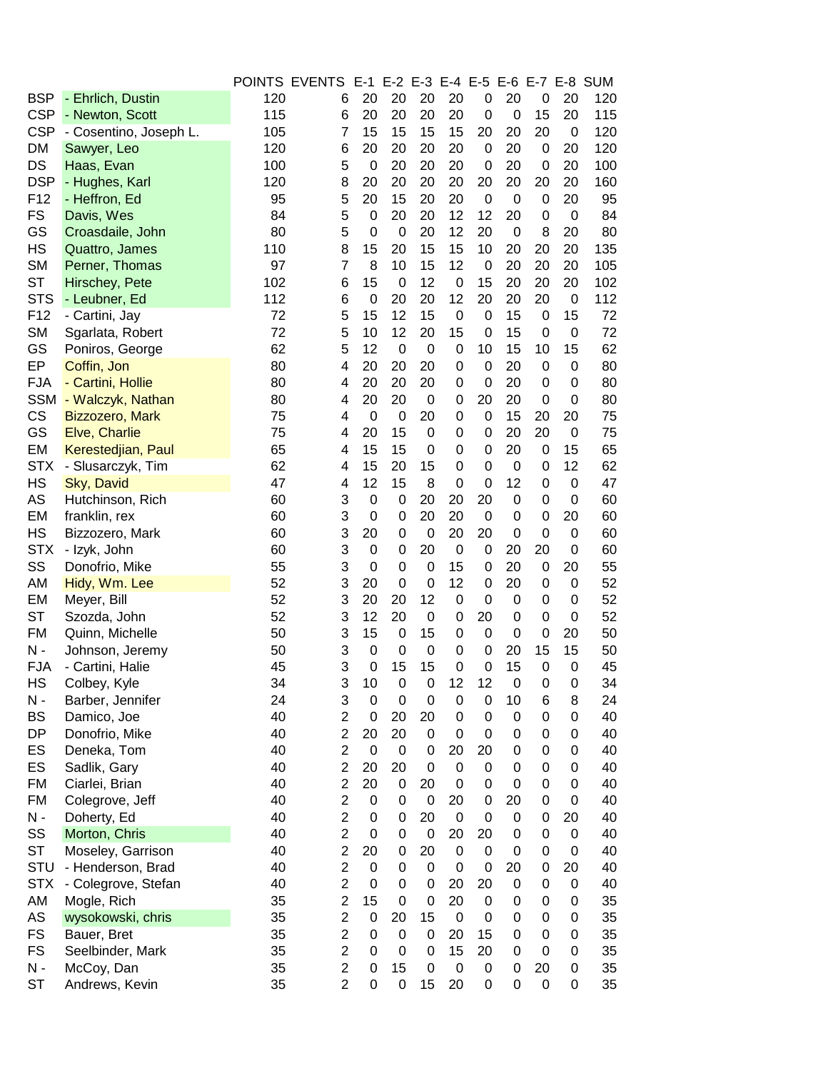| | | POINTS | EVENTS | E-1 | E-2 | E-3 | E-4 | E-5 | E-6 | E-7 | E-8 | SUM |
|---|---|---|---|---|---|---|---|---|---|---|---|---|
| BSP | - Ehrlich, Dustin | 120 | 6 | 20 | 20 | 20 | 20 | 0 | 20 | 0 | 20 | 120 |
| CSP | - Newton, Scott | 115 | 6 | 20 | 20 | 20 | 20 | 0 | 0 | 15 | 20 | 115 |
| CSP | - Cosentino, Joseph L. | 105 | 7 | 15 | 15 | 15 | 15 | 20 | 20 | 20 | 0 | 120 |
| DM | Sawyer, Leo | 120 | 6 | 20 | 20 | 20 | 20 | 0 | 20 | 0 | 20 | 120 |
| DS | Haas, Evan | 100 | 5 | 0 | 20 | 20 | 20 | 0 | 20 | 0 | 20 | 100 |
| DSP | - Hughes, Karl | 120 | 8 | 20 | 20 | 20 | 20 | 20 | 20 | 20 | 20 | 160 |
| F12 | - Heffron, Ed | 95 | 5 | 20 | 15 | 20 | 20 | 0 | 0 | 0 | 20 | 95 |
| FS | Davis, Wes | 84 | 5 | 0 | 20 | 20 | 12 | 12 | 20 | 0 | 0 | 84 |
| GS | Croasdaile, John | 80 | 5 | 0 | 0 | 20 | 12 | 20 | 0 | 8 | 20 | 80 |
| HS | Quattro, James | 110 | 8 | 15 | 20 | 15 | 15 | 10 | 20 | 20 | 20 | 135 |
| SM | Perner, Thomas | 97 | 7 | 8 | 10 | 15 | 12 | 0 | 20 | 20 | 20 | 105 |
| ST | Hirschey, Pete | 102 | 6 | 15 | 0 | 12 | 0 | 15 | 20 | 20 | 20 | 102 |
| STS | - Leubner, Ed | 112 | 6 | 0 | 20 | 20 | 12 | 20 | 20 | 20 | 0 | 112 |
| F12 | - Cartini, Jay | 72 | 5 | 15 | 12 | 15 | 0 | 0 | 15 | 0 | 15 | 72 |
| SM | Sgarlata, Robert | 72 | 5 | 10 | 12 | 20 | 15 | 0 | 15 | 0 | 0 | 72 |
| GS | Poniros, George | 62 | 5 | 12 | 0 | 0 | 0 | 10 | 15 | 10 | 15 | 62 |
| EP | Coffin, Jon | 80 | 4 | 20 | 20 | 20 | 0 | 0 | 20 | 0 | 0 | 80 |
| FJA | - Cartini, Hollie | 80 | 4 | 20 | 20 | 20 | 0 | 0 | 20 | 0 | 0 | 80 |
| SSM | - Walczyk, Nathan | 80 | 4 | 20 | 20 | 0 | 0 | 20 | 20 | 0 | 0 | 80 |
| CS | Bizzozero, Mark | 75 | 4 | 0 | 0 | 20 | 0 | 0 | 15 | 20 | 20 | 75 |
| GS | Elve, Charlie | 75 | 4 | 20 | 15 | 0 | 0 | 0 | 20 | 20 | 0 | 75 |
| EM | Kerestedjian, Paul | 65 | 4 | 15 | 15 | 0 | 0 | 0 | 20 | 0 | 15 | 65 |
| STX | - Slusarczyk, Tim | 62 | 4 | 15 | 20 | 15 | 0 | 0 | 0 | 0 | 12 | 62 |
| HS | Sky, David | 47 | 4 | 12 | 15 | 8 | 0 | 0 | 12 | 0 | 0 | 47 |
| AS | Hutchinson, Rich | 60 | 3 | 0 | 0 | 20 | 20 | 20 | 0 | 0 | 0 | 60 |
| EM | franklin, rex | 60 | 3 | 0 | 0 | 20 | 20 | 0 | 0 | 0 | 20 | 60 |
| HS | Bizzozero, Mark | 60 | 3 | 20 | 0 | 0 | 20 | 20 | 0 | 0 | 0 | 60 |
| STX | - Izyk, John | 60 | 3 | 0 | 0 | 20 | 0 | 0 | 20 | 20 | 0 | 60 |
| SS | Donofrio, Mike | 55 | 3 | 0 | 0 | 0 | 15 | 0 | 20 | 0 | 20 | 55 |
| AM | Hidy, Wm. Lee | 52 | 3 | 20 | 0 | 0 | 12 | 0 | 20 | 0 | 0 | 52 |
| EM | Meyer, Bill | 52 | 3 | 20 | 20 | 12 | 0 | 0 | 0 | 0 | 0 | 52 |
| ST | Szozda, John | 52 | 3 | 12 | 20 | 0 | 0 | 20 | 0 | 0 | 0 | 52 |
| FM | Quinn, Michelle | 50 | 3 | 15 | 0 | 15 | 0 | 0 | 0 | 0 | 20 | 50 |
| N - | Johnson, Jeremy | 50 | 3 | 0 | 0 | 0 | 0 | 0 | 20 | 15 | 15 | 50 |
| FJA | - Cartini, Halie | 45 | 3 | 0 | 15 | 15 | 0 | 0 | 15 | 0 | 0 | 45 |
| HS | Colbey, Kyle | 34 | 3 | 10 | 0 | 0 | 12 | 12 | 0 | 0 | 0 | 34 |
| N - | Barber, Jennifer | 24 | 3 | 0 | 0 | 0 | 0 | 0 | 10 | 6 | 8 | 24 |
| BS | Damico, Joe | 40 | 2 | 0 | 20 | 20 | 0 | 0 | 0 | 0 | 0 | 40 |
| DP | Donofrio, Mike | 40 | 2 | 20 | 20 | 0 | 0 | 0 | 0 | 0 | 0 | 40 |
| ES | Deneka, Tom | 40 | 2 | 0 | 0 | 0 | 20 | 20 | 0 | 0 | 0 | 40 |
| ES | Sadlik, Gary | 40 | 2 | 20 | 20 | 0 | 0 | 0 | 0 | 0 | 0 | 40 |
| FM | Ciarlei, Brian | 40 | 2 | 20 | 0 | 20 | 0 | 0 | 0 | 0 | 0 | 40 |
| FM | Colegrove, Jeff | 40 | 2 | 0 | 0 | 0 | 20 | 0 | 20 | 0 | 0 | 40 |
| N - | Doherty, Ed | 40 | 2 | 0 | 0 | 20 | 0 | 0 | 0 | 0 | 20 | 40 |
| SS | Morton, Chris | 40 | 2 | 0 | 0 | 0 | 20 | 20 | 0 | 0 | 0 | 40 |
| ST | Moseley, Garrison | 40 | 2 | 20 | 0 | 20 | 0 | 0 | 0 | 0 | 0 | 40 |
| STU | - Henderson, Brad | 40 | 2 | 0 | 0 | 0 | 0 | 0 | 20 | 0 | 20 | 40 |
| STX | - Colegrove, Stefan | 40 | 2 | 0 | 0 | 0 | 20 | 20 | 0 | 0 | 0 | 40 |
| AM | Mogle, Rich | 35 | 2 | 15 | 0 | 0 | 20 | 0 | 0 | 0 | 0 | 35 |
| AS | wysokowski, chris | 35 | 2 | 0 | 20 | 15 | 0 | 0 | 0 | 0 | 0 | 35 |
| FS | Bauer, Bret | 35 | 2 | 0 | 0 | 0 | 20 | 15 | 0 | 0 | 0 | 35 |
| FS | Seelbinder, Mark | 35 | 2 | 0 | 0 | 0 | 15 | 20 | 0 | 0 | 0 | 35 |
| N - | McCoy, Dan | 35 | 2 | 0 | 15 | 0 | 0 | 0 | 0 | 20 | 0 | 35 |
| ST | Andrews, Kevin | 35 | 2 | 0 | 0 | 15 | 20 | 0 | 0 | 0 | 0 | 35 |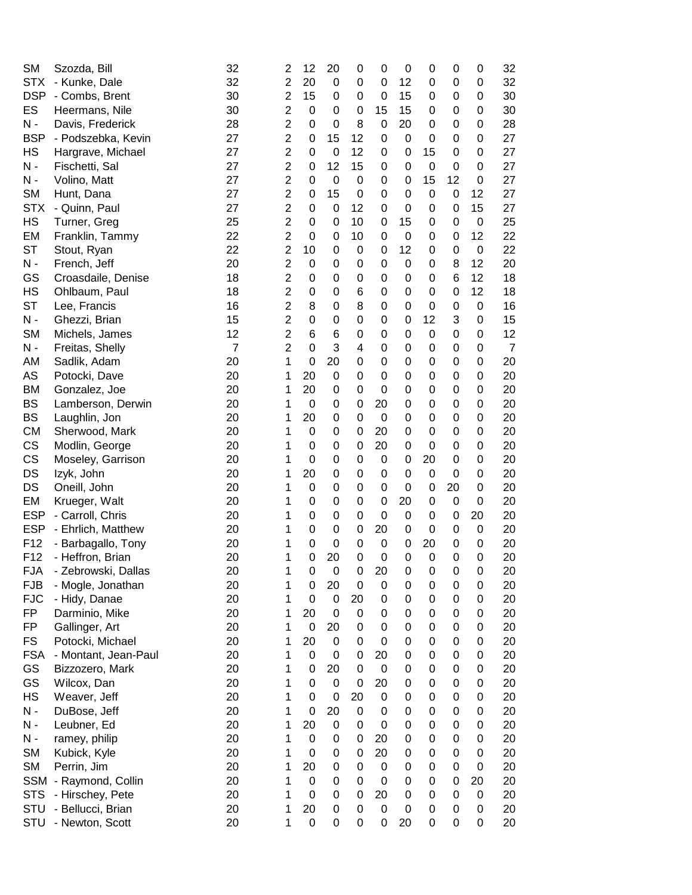| | | | | | | | | | | | | |
|---|---|---|---|---|---|---|---|---|---|---|---|---|
| SM | Szozda, Bill | 32 | 2 | 12 | 20 | 0 | 0 | 0 | 0 | 0 | 0 | 32 |
| STX | - Kunke, Dale | 32 | 2 | 20 | 0 | 0 | 0 | 12 | 0 | 0 | 0 | 32 |
| DSP | - Combs, Brent | 30 | 2 | 15 | 0 | 0 | 0 | 15 | 0 | 0 | 0 | 30 |
| ES | Heermans, Nile | 30 | 2 | 0 | 0 | 0 | 15 | 15 | 0 | 0 | 0 | 30 |
| N - | Davis, Frederick | 28 | 2 | 0 | 0 | 8 | 0 | 20 | 0 | 0 | 0 | 28 |
| BSP | - Podszebka, Kevin | 27 | 2 | 0 | 15 | 12 | 0 | 0 | 0 | 0 | 0 | 27 |
| HS | Hargrave, Michael | 27 | 2 | 0 | 0 | 12 | 0 | 0 | 15 | 0 | 0 | 27 |
| N - | Fischetti, Sal | 27 | 2 | 0 | 12 | 15 | 0 | 0 | 0 | 0 | 0 | 27 |
| N - | Volino, Matt | 27 | 2 | 0 | 0 | 0 | 0 | 0 | 15 | 12 | 0 | 27 |
| SM | Hunt, Dana | 27 | 2 | 0 | 15 | 0 | 0 | 0 | 0 | 0 | 12 | 27 |
| STX | - Quinn, Paul | 27 | 2 | 0 | 0 | 12 | 0 | 0 | 0 | 0 | 15 | 27 |
| HS | Turner, Greg | 25 | 2 | 0 | 0 | 10 | 0 | 15 | 0 | 0 | 0 | 25 |
| EM | Franklin, Tammy | 22 | 2 | 0 | 0 | 10 | 0 | 0 | 0 | 0 | 12 | 22 |
| ST | Stout, Ryan | 22 | 2 | 10 | 0 | 0 | 0 | 12 | 0 | 0 | 0 | 22 |
| N - | French, Jeff | 20 | 2 | 0 | 0 | 0 | 0 | 0 | 0 | 8 | 12 | 20 |
| GS | Croasdaile, Denise | 18 | 2 | 0 | 0 | 0 | 0 | 0 | 0 | 6 | 12 | 18 |
| HS | Ohlbaum, Paul | 18 | 2 | 0 | 0 | 6 | 0 | 0 | 0 | 0 | 12 | 18 |
| ST | Lee, Francis | 16 | 2 | 8 | 0 | 8 | 0 | 0 | 0 | 0 | 0 | 16 |
| N - | Ghezzi, Brian | 15 | 2 | 0 | 0 | 0 | 0 | 0 | 12 | 3 | 0 | 15 |
| SM | Michels, James | 12 | 2 | 6 | 6 | 0 | 0 | 0 | 0 | 0 | 0 | 12 |
| N - | Freitas, Shelly | 7 | 2 | 0 | 3 | 4 | 0 | 0 | 0 | 0 | 0 | 7 |
| AM | Sadlik, Adam | 20 | 1 | 0 | 20 | 0 | 0 | 0 | 0 | 0 | 0 | 20 |
| AS | Potocki, Dave | 20 | 1 | 20 | 0 | 0 | 0 | 0 | 0 | 0 | 0 | 20 |
| BM | Gonzalez, Joe | 20 | 1 | 20 | 0 | 0 | 0 | 0 | 0 | 0 | 0 | 20 |
| BS | Lamberson, Derwin | 20 | 1 | 0 | 0 | 0 | 20 | 0 | 0 | 0 | 0 | 20 |
| BS | Laughlin, Jon | 20 | 1 | 20 | 0 | 0 | 0 | 0 | 0 | 0 | 0 | 20 |
| CM | Sherwood, Mark | 20 | 1 | 0 | 0 | 0 | 20 | 0 | 0 | 0 | 0 | 20 |
| CS | Modlin, George | 20 | 1 | 0 | 0 | 0 | 20 | 0 | 0 | 0 | 0 | 20 |
| CS | Moseley, Garrison | 20 | 1 | 0 | 0 | 0 | 0 | 0 | 20 | 0 | 0 | 20 |
| DS | Izyk, John | 20 | 1 | 20 | 0 | 0 | 0 | 0 | 0 | 0 | 0 | 20 |
| DS | Oneill, John | 20 | 1 | 0 | 0 | 0 | 0 | 0 | 0 | 20 | 0 | 20 |
| EM | Krueger, Walt | 20 | 1 | 0 | 0 | 0 | 0 | 20 | 0 | 0 | 0 | 20 |
| ESP | - Carroll, Chris | 20 | 1 | 0 | 0 | 0 | 0 | 0 | 0 | 0 | 20 | 20 |
| ESP | - Ehrlich, Matthew | 20 | 1 | 0 | 0 | 0 | 20 | 0 | 0 | 0 | 0 | 20 |
| F12 | - Barbagallo, Tony | 20 | 1 | 0 | 0 | 0 | 0 | 0 | 20 | 0 | 0 | 20 |
| F12 | - Heffron, Brian | 20 | 1 | 0 | 20 | 0 | 0 | 0 | 0 | 0 | 0 | 20 |
| FJA | - Zebrowski, Dallas | 20 | 1 | 0 | 0 | 0 | 20 | 0 | 0 | 0 | 0 | 20 |
| FJB | - Mogle, Jonathan | 20 | 1 | 0 | 20 | 0 | 0 | 0 | 0 | 0 | 0 | 20 |
| FJC | - Hidy, Danae | 20 | 1 | 0 | 0 | 20 | 0 | 0 | 0 | 0 | 0 | 20 |
| FP | Darminio, Mike | 20 | 1 | 20 | 0 | 0 | 0 | 0 | 0 | 0 | 0 | 20 |
| FP | Gallinger, Art | 20 | 1 | 0 | 20 | 0 | 0 | 0 | 0 | 0 | 0 | 20 |
| FS | Potocki, Michael | 20 | 1 | 20 | 0 | 0 | 0 | 0 | 0 | 0 | 0 | 20 |
| FSA | - Montant, Jean-Paul | 20 | 1 | 0 | 0 | 0 | 20 | 0 | 0 | 0 | 0 | 20 |
| GS | Bizzozero, Mark | 20 | 1 | 0 | 20 | 0 | 0 | 0 | 0 | 0 | 0 | 20 |
| GS | Wilcox, Dan | 20 | 1 | 0 | 0 | 0 | 20 | 0 | 0 | 0 | 0 | 20 |
| HS | Weaver, Jeff | 20 | 1 | 0 | 0 | 20 | 0 | 0 | 0 | 0 | 0 | 20 |
| N - | DuBose, Jeff | 20 | 1 | 0 | 20 | 0 | 0 | 0 | 0 | 0 | 0 | 20 |
| N - | Leubner, Ed | 20 | 1 | 20 | 0 | 0 | 0 | 0 | 0 | 0 | 0 | 20 |
| N - | ramey, philip | 20 | 1 | 0 | 0 | 0 | 20 | 0 | 0 | 0 | 0 | 20 |
| SM | Kubick, Kyle | 20 | 1 | 0 | 0 | 0 | 20 | 0 | 0 | 0 | 0 | 20 |
| SM | Perrin, Jim | 20 | 1 | 20 | 0 | 0 | 0 | 0 | 0 | 0 | 0 | 20 |
| SSM | - Raymond, Collin | 20 | 1 | 0 | 0 | 0 | 0 | 0 | 0 | 0 | 20 | 20 |
| STS | - Hirschey, Pete | 20 | 1 | 0 | 0 | 0 | 20 | 0 | 0 | 0 | 0 | 20 |
| STU | - Bellucci, Brian | 20 | 1 | 20 | 0 | 0 | 0 | 0 | 0 | 0 | 0 | 20 |
| STU | - Newton, Scott | 20 | 1 | 0 | 0 | 0 | 0 | 20 | 0 | 0 | 0 | 20 |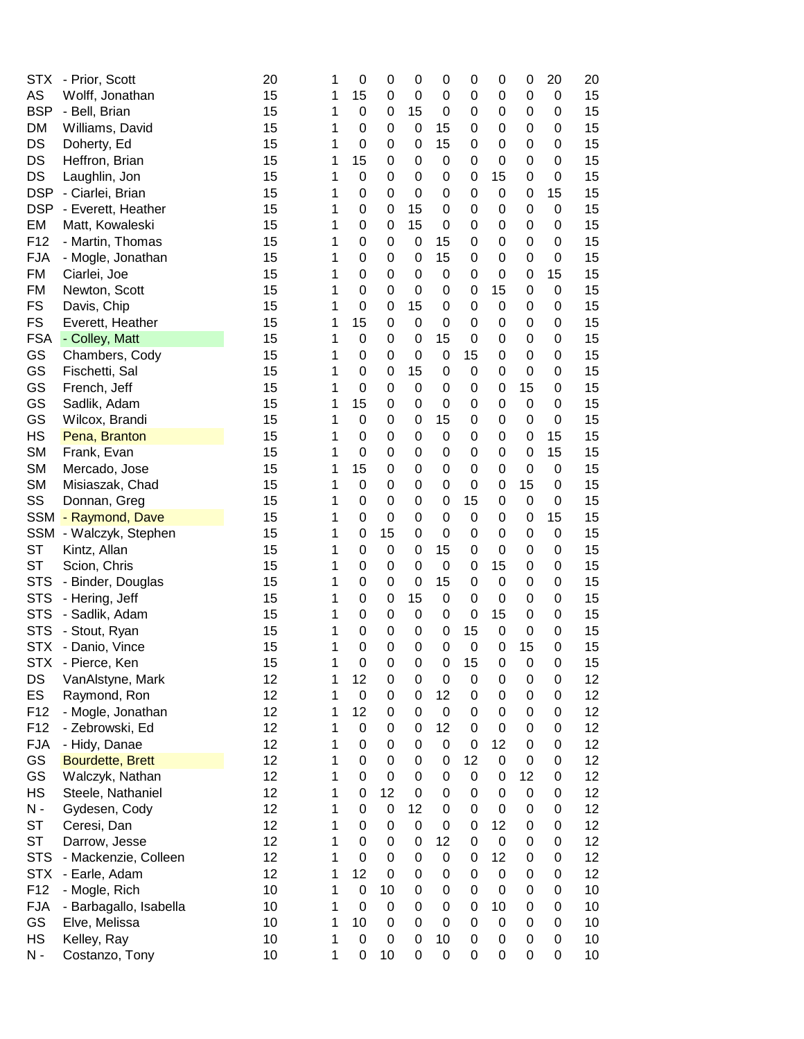| | | | | | | | | | | | | |
|---|---|---|---|---|---|---|---|---|---|---|---|---|
| STX | - Prior, Scott | 20 | 1 | 0 | 0 | 0 | 0 | 0 | 0 | 0 | 20 | 20 |
| AS | Wolff, Jonathan | 15 | 1 | 15 | 0 | 0 | 0 | 0 | 0 | 0 | 0 | 15 |
| BSP | - Bell, Brian | 15 | 1 | 0 | 0 | 15 | 0 | 0 | 0 | 0 | 0 | 15 |
| DM | Williams, David | 15 | 1 | 0 | 0 | 0 | 15 | 0 | 0 | 0 | 0 | 15 |
| DS | Doherty, Ed | 15 | 1 | 0 | 0 | 0 | 15 | 0 | 0 | 0 | 0 | 15 |
| DS | Heffron, Brian | 15 | 1 | 15 | 0 | 0 | 0 | 0 | 0 | 0 | 0 | 15 |
| DS | Laughlin, Jon | 15 | 1 | 0 | 0 | 0 | 0 | 0 | 15 | 0 | 0 | 15 |
| DSP | - Ciarlei, Brian | 15 | 1 | 0 | 0 | 0 | 0 | 0 | 0 | 0 | 15 | 15 |
| DSP | - Everett, Heather | 15 | 1 | 0 | 0 | 15 | 0 | 0 | 0 | 0 | 0 | 15 |
| EM | Matt, Kowaleski | 15 | 1 | 0 | 0 | 15 | 0 | 0 | 0 | 0 | 0 | 15 |
| F12 | - Martin, Thomas | 15 | 1 | 0 | 0 | 0 | 15 | 0 | 0 | 0 | 0 | 15 |
| FJA | - Mogle, Jonathan | 15 | 1 | 0 | 0 | 0 | 15 | 0 | 0 | 0 | 0 | 15 |
| FM | Ciarlei, Joe | 15 | 1 | 0 | 0 | 0 | 0 | 0 | 0 | 0 | 15 | 15 |
| FM | Newton, Scott | 15 | 1 | 0 | 0 | 0 | 0 | 0 | 15 | 0 | 0 | 15 |
| FS | Davis, Chip | 15 | 1 | 0 | 0 | 15 | 0 | 0 | 0 | 0 | 0 | 15 |
| FS | Everett, Heather | 15 | 1 | 15 | 0 | 0 | 0 | 0 | 0 | 0 | 0 | 15 |
| FSA | - Colley, Matt | 15 | 1 | 0 | 0 | 0 | 15 | 0 | 0 | 0 | 0 | 15 |
| GS | Chambers, Cody | 15 | 1 | 0 | 0 | 0 | 0 | 15 | 0 | 0 | 0 | 15 |
| GS | Fischetti, Sal | 15 | 1 | 0 | 0 | 15 | 0 | 0 | 0 | 0 | 0 | 15 |
| GS | French, Jeff | 15 | 1 | 0 | 0 | 0 | 0 | 0 | 0 | 15 | 0 | 15 |
| GS | Sadlik, Adam | 15 | 1 | 15 | 0 | 0 | 0 | 0 | 0 | 0 | 0 | 15 |
| GS | Wilcox, Brandi | 15 | 1 | 0 | 0 | 0 | 15 | 0 | 0 | 0 | 0 | 15 |
| HS | Pena, Branton | 15 | 1 | 0 | 0 | 0 | 0 | 0 | 0 | 0 | 15 | 15 |
| SM | Frank, Evan | 15 | 1 | 0 | 0 | 0 | 0 | 0 | 0 | 0 | 15 | 15 |
| SM | Mercado, Jose | 15 | 1 | 15 | 0 | 0 | 0 | 0 | 0 | 0 | 0 | 15 |
| SM | Misiaszak, Chad | 15 | 1 | 0 | 0 | 0 | 0 | 0 | 0 | 15 | 0 | 15 |
| SS | Donnan, Greg | 15 | 1 | 0 | 0 | 0 | 0 | 15 | 0 | 0 | 0 | 15 |
| SSM | - Raymond, Dave | 15 | 1 | 0 | 0 | 0 | 0 | 0 | 0 | 0 | 15 | 15 |
| SSM | - Walczyk, Stephen | 15 | 1 | 0 | 15 | 0 | 0 | 0 | 0 | 0 | 0 | 15 |
| ST | Kintz, Allan | 15 | 1 | 0 | 0 | 0 | 15 | 0 | 0 | 0 | 0 | 15 |
| ST | Scion, Chris | 15 | 1 | 0 | 0 | 0 | 0 | 0 | 15 | 0 | 0 | 15 |
| STS | - Binder, Douglas | 15 | 1 | 0 | 0 | 0 | 15 | 0 | 0 | 0 | 0 | 15 |
| STS | - Hering, Jeff | 15 | 1 | 0 | 0 | 15 | 0 | 0 | 0 | 0 | 0 | 15 |
| STS | - Sadlik, Adam | 15 | 1 | 0 | 0 | 0 | 0 | 0 | 15 | 0 | 0 | 15 |
| STS | - Stout, Ryan | 15 | 1 | 0 | 0 | 0 | 0 | 15 | 0 | 0 | 0 | 15 |
| STX | - Danio, Vince | 15 | 1 | 0 | 0 | 0 | 0 | 0 | 0 | 15 | 0 | 15 |
| STX | - Pierce, Ken | 15 | 1 | 0 | 0 | 0 | 0 | 15 | 0 | 0 | 0 | 15 |
| DS | VanAlstyne, Mark | 12 | 1 | 12 | 0 | 0 | 0 | 0 | 0 | 0 | 0 | 12 |
| ES | Raymond, Ron | 12 | 1 | 0 | 0 | 0 | 12 | 0 | 0 | 0 | 0 | 12 |
| F12 | - Mogle, Jonathan | 12 | 1 | 12 | 0 | 0 | 0 | 0 | 0 | 0 | 0 | 12 |
| F12 | - Zebrowski, Ed | 12 | 1 | 0 | 0 | 0 | 12 | 0 | 0 | 0 | 0 | 12 |
| FJA | - Hidy, Danae | 12 | 1 | 0 | 0 | 0 | 0 | 0 | 12 | 0 | 0 | 12 |
| GS | Bourdette, Brett | 12 | 1 | 0 | 0 | 0 | 0 | 12 | 0 | 0 | 0 | 12 |
| GS | Walczyk, Nathan | 12 | 1 | 0 | 0 | 0 | 0 | 0 | 0 | 12 | 0 | 12 |
| HS | Steele, Nathaniel | 12 | 1 | 0 | 12 | 0 | 0 | 0 | 0 | 0 | 0 | 12 |
| N - | Gydesen, Cody | 12 | 1 | 0 | 0 | 12 | 0 | 0 | 0 | 0 | 0 | 12 |
| ST | Ceresi, Dan | 12 | 1 | 0 | 0 | 0 | 0 | 0 | 12 | 0 | 0 | 12 |
| ST | Darrow, Jesse | 12 | 1 | 0 | 0 | 0 | 12 | 0 | 0 | 0 | 0 | 12 |
| STS | - Mackenzie, Colleen | 12 | 1 | 0 | 0 | 0 | 0 | 0 | 12 | 0 | 0 | 12 |
| STX | - Earle, Adam | 12 | 1 | 12 | 0 | 0 | 0 | 0 | 0 | 0 | 0 | 12 |
| F12 | - Mogle, Rich | 10 | 1 | 0 | 10 | 0 | 0 | 0 | 0 | 0 | 0 | 10 |
| FJA | - Barbagallo, Isabella | 10 | 1 | 0 | 0 | 0 | 0 | 0 | 10 | 0 | 0 | 10 |
| GS | Elve, Melissa | 10 | 1 | 10 | 0 | 0 | 0 | 0 | 0 | 0 | 0 | 10 |
| HS | Kelley, Ray | 10 | 1 | 0 | 0 | 0 | 10 | 0 | 0 | 0 | 0 | 10 |
| N - | Costanzo, Tony | 10 | 1 | 0 | 10 | 0 | 0 | 0 | 0 | 0 | 0 | 10 |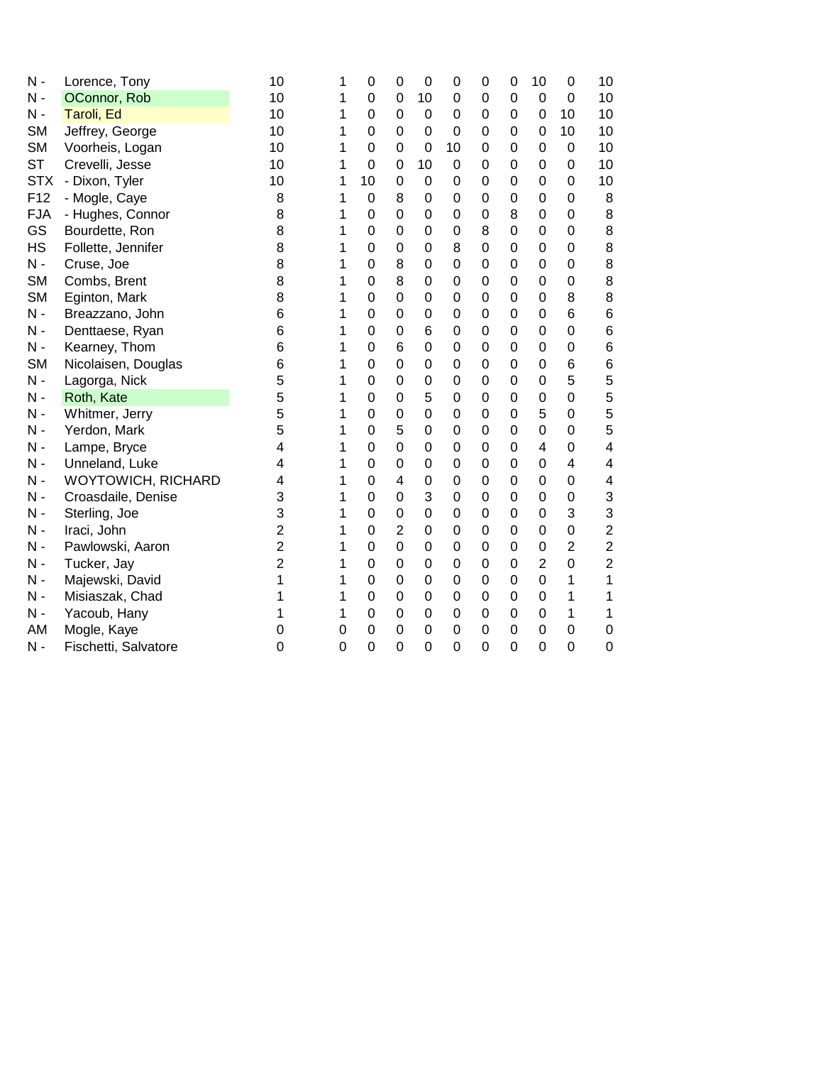| | | | | | | | | | | | | | |
|---|---|---|---|---|---|---|---|---|---|---|---|---|---|
| N - | Lorence, Tony | 10 | 1 | 0 | 0 | 0 | 0 | 0 | 0 | 10 | 0 | 10 |
| N - | OConnor, Rob | 10 | 1 | 0 | 0 | 10 | 0 | 0 | 0 | 0 | 0 | 10 |
| N - | Taroli, Ed | 10 | 1 | 0 | 0 | 0 | 0 | 0 | 0 | 0 | 10 | 10 |
| SM | Jeffrey, George | 10 | 1 | 0 | 0 | 0 | 0 | 0 | 0 | 0 | 10 | 10 |
| SM | Voorheis, Logan | 10 | 1 | 0 | 0 | 0 | 10 | 0 | 0 | 0 | 0 | 10 |
| ST | Crevelli, Jesse | 10 | 1 | 0 | 0 | 10 | 0 | 0 | 0 | 0 | 0 | 10 |
| STX | - Dixon, Tyler | 10 | 1 | 10 | 0 | 0 | 0 | 0 | 0 | 0 | 0 | 10 |
| F12 | - Mogle, Caye | 8 | 1 | 0 | 8 | 0 | 0 | 0 | 0 | 0 | 0 | 8 |
| FJA | - Hughes, Connor | 8 | 1 | 0 | 0 | 0 | 0 | 0 | 8 | 0 | 0 | 8 |
| GS | Bourdette, Ron | 8 | 1 | 0 | 0 | 0 | 0 | 8 | 0 | 0 | 0 | 8 |
| HS | Follette, Jennifer | 8 | 1 | 0 | 0 | 0 | 8 | 0 | 0 | 0 | 0 | 8 |
| N - | Cruse, Joe | 8 | 1 | 0 | 8 | 0 | 0 | 0 | 0 | 0 | 0 | 8 |
| SM | Combs, Brent | 8 | 1 | 0 | 8 | 0 | 0 | 0 | 0 | 0 | 0 | 8 |
| SM | Eginton, Mark | 8 | 1 | 0 | 0 | 0 | 0 | 0 | 0 | 0 | 8 | 8 |
| N - | Breazzano, John | 6 | 1 | 0 | 0 | 0 | 0 | 0 | 0 | 0 | 6 | 6 |
| N - | Denttaese, Ryan | 6 | 1 | 0 | 0 | 6 | 0 | 0 | 0 | 0 | 0 | 6 |
| N - | Kearney, Thom | 6 | 1 | 0 | 6 | 0 | 0 | 0 | 0 | 0 | 0 | 6 |
| SM | Nicolaisen, Douglas | 6 | 1 | 0 | 0 | 0 | 0 | 0 | 0 | 0 | 6 | 6 |
| N - | Lagorga, Nick | 5 | 1 | 0 | 0 | 0 | 0 | 0 | 0 | 0 | 5 | 5 |
| N - | Roth, Kate | 5 | 1 | 0 | 0 | 5 | 0 | 0 | 0 | 0 | 0 | 5 |
| N - | Whitmer, Jerry | 5 | 1 | 0 | 0 | 0 | 0 | 0 | 0 | 5 | 0 | 5 |
| N - | Yerdon, Mark | 5 | 1 | 0 | 5 | 0 | 0 | 0 | 0 | 0 | 0 | 5 |
| N - | Lampe, Bryce | 4 | 1 | 0 | 0 | 0 | 0 | 0 | 0 | 4 | 0 | 4 |
| N - | Unneland, Luke | 4 | 1 | 0 | 0 | 0 | 0 | 0 | 0 | 0 | 4 | 4 |
| N - | WOYTOWICH, RICHARD | 4 | 1 | 0 | 4 | 0 | 0 | 0 | 0 | 0 | 0 | 4 |
| N - | Croasdaile, Denise | 3 | 1 | 0 | 0 | 3 | 0 | 0 | 0 | 0 | 0 | 3 |
| N - | Sterling, Joe | 3 | 1 | 0 | 0 | 0 | 0 | 0 | 0 | 0 | 3 | 3 |
| N - | Iraci, John | 2 | 1 | 0 | 2 | 0 | 0 | 0 | 0 | 0 | 0 | 2 |
| N - | Pawlowski, Aaron | 2 | 1 | 0 | 0 | 0 | 0 | 0 | 0 | 0 | 2 | 2 |
| N - | Tucker, Jay | 2 | 1 | 0 | 0 | 0 | 0 | 0 | 0 | 2 | 0 | 2 |
| N - | Majewski, David | 1 | 1 | 0 | 0 | 0 | 0 | 0 | 0 | 0 | 1 | 1 |
| N - | Misiaszak, Chad | 1 | 1 | 0 | 0 | 0 | 0 | 0 | 0 | 0 | 1 | 1 |
| N - | Yacoub, Hany | 1 | 1 | 0 | 0 | 0 | 0 | 0 | 0 | 0 | 1 | 1 |
| AM | Mogle, Kaye | 0 | 0 | 0 | 0 | 0 | 0 | 0 | 0 | 0 | 0 | 0 |
| N - | Fischetti, Salvatore | 0 | 0 | 0 | 0 | 0 | 0 | 0 | 0 | 0 | 0 | 0 |